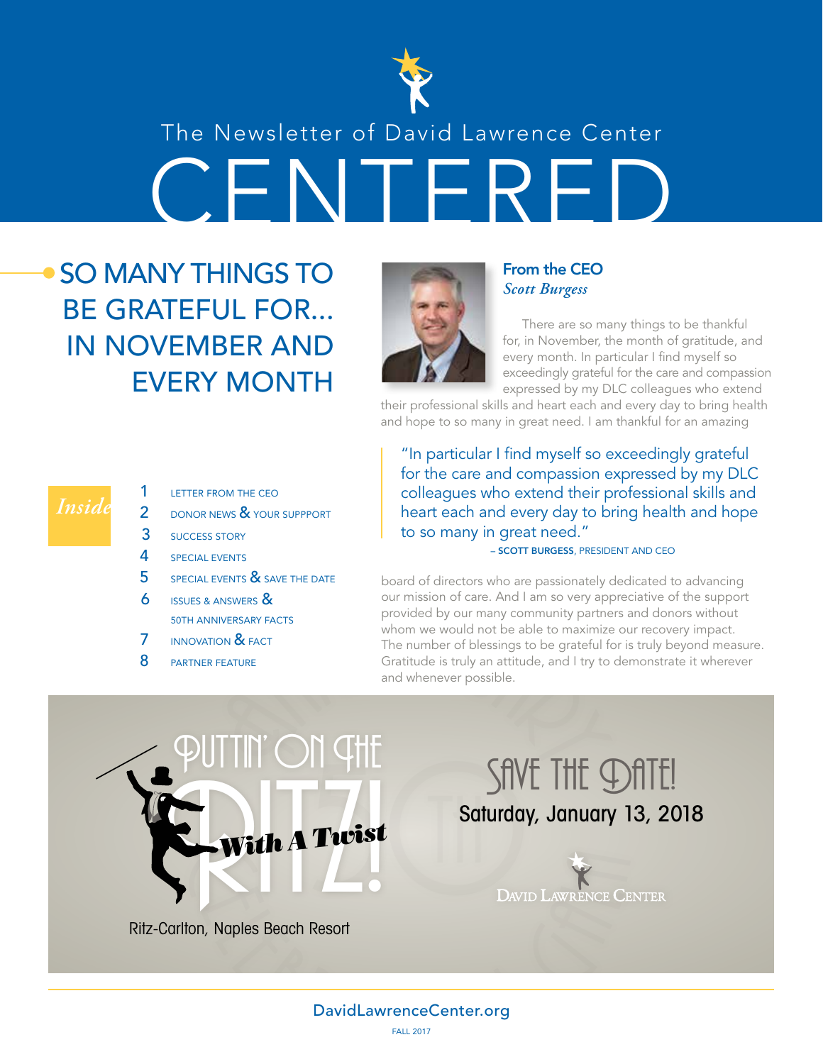The Newsletter of David Lawrence Center

# CENTERED

## SO MANY THINGS TO BE GRATEFUL FOR... IN NOVEMBER AND EVERY MONTH

### From the CEO
*Scott Burgess*

There are so many things to be thankful for, in November, the month of gratitude, and every month. In particular I find myself so exceedingly grateful for the care and compassion expressed by my DLC colleagues who extend their professional skills and heart each and every day to bring health and hope to so many in great need. I am thankful for an amazing board of directors who are passionately dedicated to advancing our mission of care. And I am so very appreciative of the support provided by our many community partners and donors without whom we would not be able to maximize our recovery impact. The number of blessings to be grateful for is truly beyond measure. Gratitude is truly an attitude, and I try to demonstrate it wherever and whenever possible.

> "In particular I find myself so exceedingly grateful for the care and compassion expressed by my DLC colleagues who extend their professional skills and heart each and every day to bring health and hope to so many in great need."
>
> – **SCOTT BURGESS**, PRESIDENT AND CEO

### *Inside*

1. LETTER FROM THE CEO
2. DONOR NEWS & YOUR SUPPPORT
3. SUCCESS STORY
4. SPECIAL EVENTS
5. SPECIAL EVENTS & SAVE THE DATE
6. ISSUES & ANSWERS & 50TH ANNIVERSARY FACTS
7. INNOVATION & FACT
8. PARTNER FEATURE

## PUTTIN' ON THE RITZ! *With A Twist*

Ritz-Carlton, Naples Beach Resort

**SAVE THE DATE!**
Saturday, January 13, 2018

David Lawrence Center

DavidLawrenceCenter.org

FALL 2017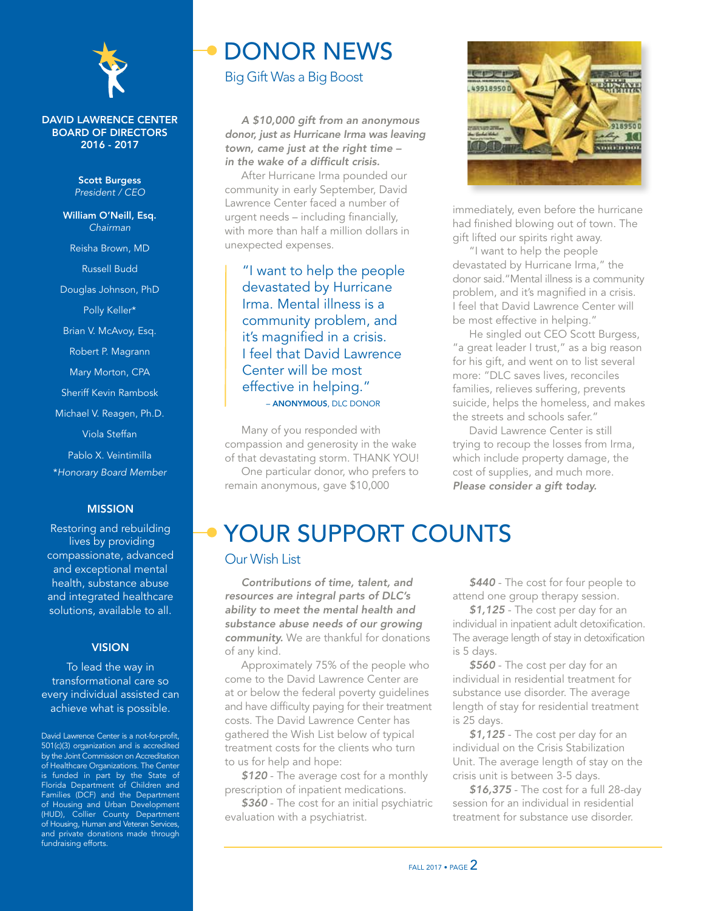**DAVID LAWRENCE CENTER BOARD OF DIRECTORS 2016 - 2017**

**Scott Burgess**
*President / CEO*

**William O'Neill, Esq.**
*Chairman*

Reisha Brown, MD

Russell Budd

Douglas Johnson, PhD

Polly Keller*

Brian V. McAvoy, Esq.

Robert P. Magrann

Mary Morton, CPA

Sheriff Kevin Rambosk

Michael V. Reagen, Ph.D.

Viola Steffan

Pablo X. Veintimilla

*\*Honorary Board Member*

**MISSION**

Restoring and rebuilding lives by providing compassionate, advanced and exceptional mental health, substance abuse and integrated healthcare solutions, available to all.

**VISION**

To lead the way in transformational care so every individual assisted can achieve what is possible.

David Lawrence Center is a not-for-profit, 501(c)(3) organization and is accredited by the Joint Commission on Accreditation of Healthcare Organizations. The Center is funded in part by the State of Florida Department of Children and Families (DCF) and the Department of Housing and Urban Development (HUD), Collier County Department of Housing, Human and Veteran Services, and private donations made through fundraising efforts.

# DONOR NEWS

## Big Gift Was a Big Boost

***A $10,000 gift from an anonymous donor, just as Hurricane Irma was leaving town, came just at the right time – in the wake of a difficult crisis.***

After Hurricane Irma pounded our community in early September, David Lawrence Center faced a number of urgent needs – including financially, with more than half a million dollars in unexpected expenses.

> "I want to help the people devastated by Hurricane Irma. Mental illness is a community problem, and it's magnified in a crisis. I feel that David Lawrence Center will be most effective in helping."
> – **ANONYMOUS**, DLC DONOR

Many of you responded with compassion and generosity in the wake of that devastating storm. THANK YOU!

One particular donor, who prefers to remain anonymous, gave $10,000 immediately, even before the hurricane had finished blowing out of town. The gift lifted our spirits right away.

"I want to help the people devastated by Hurricane Irma," the donor said."Mental illness is a community problem, and it's magnified in a crisis. I feel that David Lawrence Center will be most effective in helping."

He singled out CEO Scott Burgess, "a great leader I trust," as a big reason for his gift, and went on to list several more: "DLC saves lives, reconciles families, relieves suffering, prevents suicide, helps the homeless, and makes the streets and schools safer."

David Lawrence Center is still trying to recoup the losses from Irma, which include property damage, the cost of supplies, and much more. ***Please consider a gift today.***

# YOUR SUPPORT COUNTS

## Our Wish List

***Contributions of time, talent, and resources are integral parts of DLC's ability to meet the mental health and substance abuse needs of our growing community.*** We are thankful for donations of any kind.

Approximately 75% of the people who come to the David Lawrence Center are at or below the federal poverty guidelines and have difficulty paying for their treatment costs. The David Lawrence Center has gathered the Wish List below of typical treatment costs for the clients who turn to us for help and hope:

***$120*** - The average cost for a monthly prescription of inpatient medications.

***$360*** - The cost for an initial psychiatric evaluation with a psychiatrist.

***$440*** - The cost for four people to attend one group therapy session.

***$1,125*** - The cost per day for an individual in inpatient adult detoxification. The average length of stay in detoxification is 5 days.

***$560*** - The cost per day for an individual in residential treatment for substance use disorder. The average length of stay for residential treatment is 25 days.

***$1,125*** - The cost per day for an individual on the Crisis Stabilization Unit. The average length of stay on the crisis unit is between 3-5 days.

***$16,375*** - The cost for a full 28-day session for an individual in residential treatment for substance use disorder.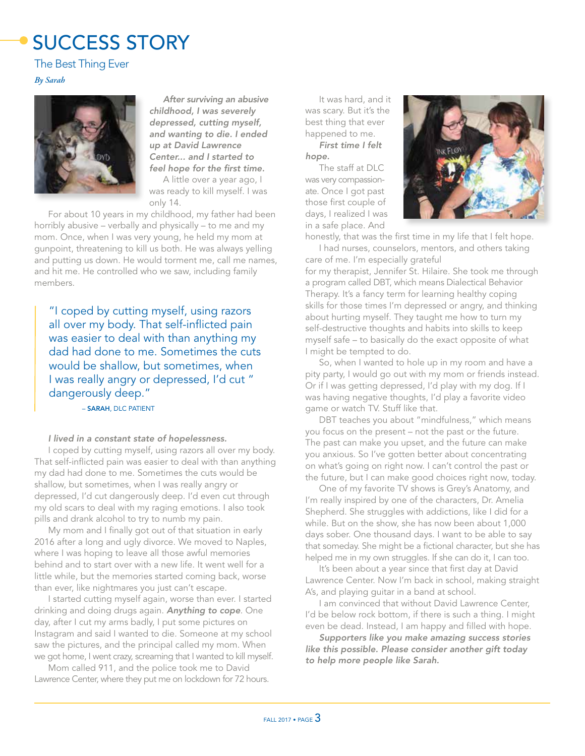# SUCCESS STORY

## The Best Thing Ever

*By Sarah*

***After surviving an abusive childhood, I was severely depressed, cutting myself, and wanting to die. I ended up at David Lawrence Center... and I started to feel hope for the first time.***

A little over a year ago, I was ready to kill myself. I was only 14.

For about 10 years in my childhood, my father had been horribly abusive – verbally and physically – to me and my mom. Once, when I was very young, he held my mom at gunpoint, threatening to kill us both. He was always yelling and putting us down. He would torment me, call me names, and hit me. He controlled who we saw, including family members.

> "I coped by cutting myself, using razors all over my body. That self-inflicted pain was easier to deal with than anything my dad had done to me. Sometimes the cuts would be shallow, but sometimes, when I was really angry or depressed, I'd cut " dangerously deep."
>
> – **SARAH**, DLC PATIENT

***I lived in a constant state of hopelessness.***

I coped by cutting myself, using razors all over my body. That self-inflicted pain was easier to deal with than anything my dad had done to me. Sometimes the cuts would be shallow, but sometimes, when I was really angry or depressed, I'd cut dangerously deep. I'd even cut through my old scars to deal with my raging emotions. I also took pills and drank alcohol to try to numb my pain.

My mom and I finally got out of that situation in early 2016 after a long and ugly divorce. We moved to Naples, where I was hoping to leave all those awful memories behind and to start over with a new life. It went well for a little while, but the memories started coming back, worse than ever, like nightmares you just can't escape.

I started cutting myself again, worse than ever. I started drinking and doing drugs again. ***Anything to cope***. One day, after I cut my arms badly, I put some pictures on Instagram and said I wanted to die. Someone at my school saw the pictures, and the principal called my mom. When we got home, I went crazy, screaming that I wanted to kill myself.

Mom called 911, and the police took me to David Lawrence Center, where they put me on lockdown for 72 hours.

It was hard, and it was scary. But it's the best thing that ever happened to me.

***First time I felt hope.***

The staff at DLC was very compassionate. Once I got past those first couple of days, I realized I was in a safe place. And honestly, that was the first time in my life that I felt hope.

I had nurses, counselors, mentors, and others taking care of me. I'm especially grateful for my therapist, Jennifer St. Hilaire. She took me through a program called DBT, which means Dialectical Behavior Therapy. It's a fancy term for learning healthy coping skills for those times I'm depressed or angry, and thinking about hurting myself. They taught me how to turn my self-destructive thoughts and habits into skills to keep myself safe – to basically do the exact opposite of what I might be tempted to do.

So, when I wanted to hole up in my room and have a pity party, I would go out with my mom or friends instead. Or if I was getting depressed, I'd play with my dog. If I was having negative thoughts, I'd play a favorite video game or watch TV. Stuff like that.

DBT teaches you about "mindfulness," which means you focus on the present – not the past or the future. The past can make you upset, and the future can make you anxious. So I've gotten better about concentrating on what's going on right now. I can't control the past or the future, but I can make good choices right now, today.

One of my favorite TV shows is Grey's Anatomy, and I'm really inspired by one of the characters, Dr. Amelia Shepherd. She struggles with addictions, like I did for a while. But on the show, she has now been about 1,000 days sober. One thousand days. I want to be able to say that someday. She might be a fictional character, but she has helped me in my own struggles. If she can do it, I can too.

It's been about a year since that first day at David Lawrence Center. Now I'm back in school, making straight A's, and playing guitar in a band at school.

I am convinced that without David Lawrence Center, I'd be below rock bottom, if there is such a thing. I might even be dead. Instead, I am happy and filled with hope.

***Supporters like you make amazing success stories like this possible. Please consider another gift today to help more people like Sarah.***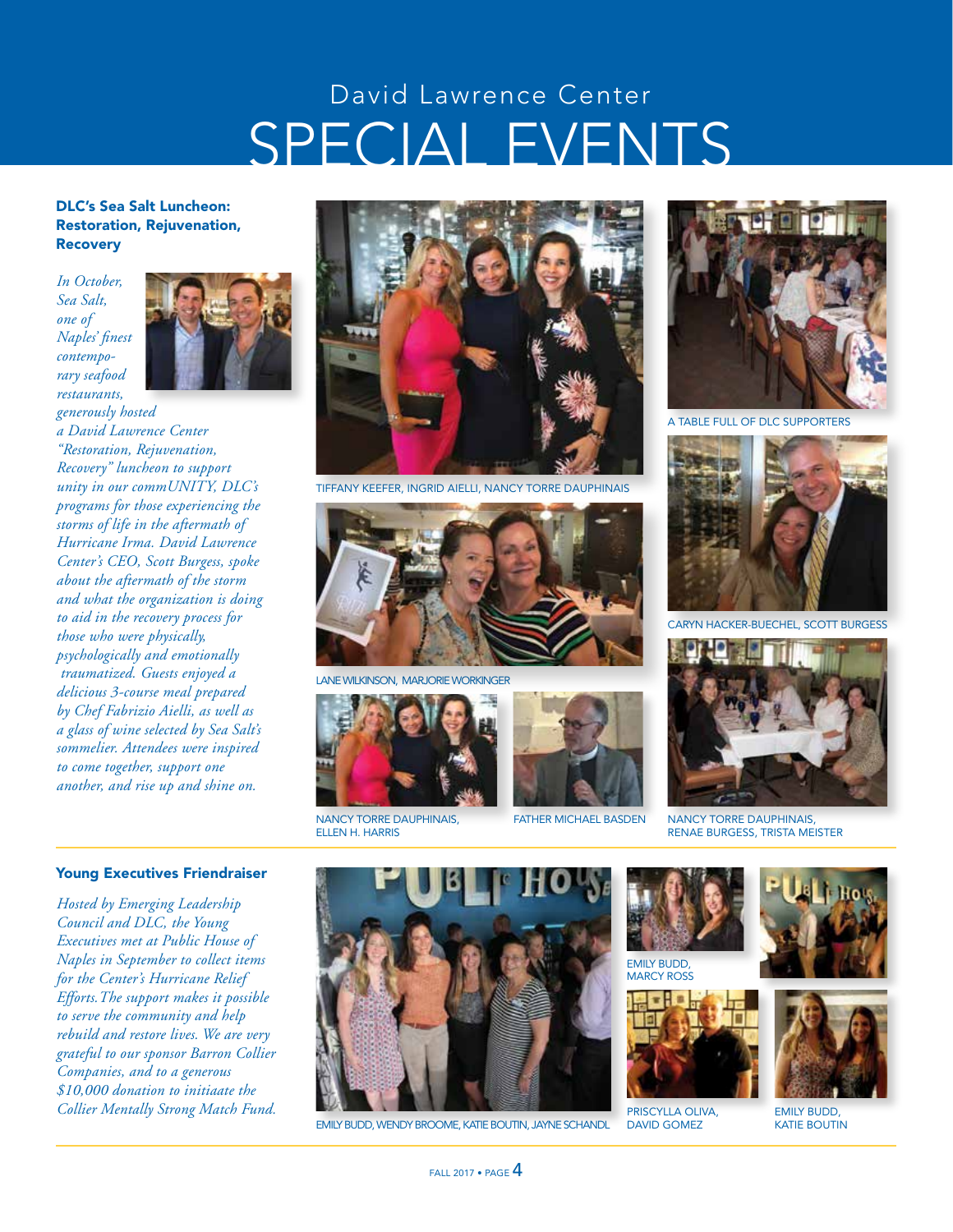# David Lawrence Center SPECIAL EVENTS

## DLC's Sea Salt Luncheon: Restoration, Rejuvenation, Recovery

*In October, Sea Salt, one of Naples' finest contemporary seafood restaurants, generously hosted a David Lawrence Center "Restoration, Rejuvenation, Recovery" luncheon to support unity in our commUNITY, DLC's programs for those experiencing the storms of life in the aftermath of Hurricane Irma. David Lawrence Center's CEO, Scott Burgess, spoke about the aftermath of the storm and what the organization is doing to aid in the recovery process for those who were physically, psychologically and emotionally traumatized. Guests enjoyed a delicious 3-course meal prepared by Chef Fabrizio Aielli, as well as a glass of wine selected by Sea Salt's sommelier. Attendees were inspired to come together, support one another, and rise up and shine on.*

TIFFANY KEEFER, INGRID AIELLI, NANCY TORRE DAUPHINAIS

A TABLE FULL OF DLC SUPPORTERS

LANE WILKINSON, MARJORIE WORKINGER

CARYN HACKER-BUECHEL, SCOTT BURGESS

NANCY TORRE DAUPHINAIS, ELLEN H. HARRIS

FATHER MICHAEL BASDEN

NANCY TORRE DAUPHINAIS, RENAE BURGESS, TRISTA MEISTER

## Young Executives Friendraiser

*Hosted by Emerging Leadership Council and DLC, the Young Executives met at Public House of Naples in September to collect items for the Center's Hurricane Relief Efforts. The support makes it possible to serve the community and help rebuild and restore lives. We are very grateful to our sponsor Barron Collier Companies, and to a generous $10,000 donation to initiaate the Collier Mentally Strong Match Fund.*

EMILY BUDD, WENDY BROOME, KATIE BOUTIN, JAYNE SCHANDL

EMILY BUDD, MARCY ROSS

PRISCYLLA OLIVA, DAVID GOMEZ

EMILY BUDD, KATIE BOUTIN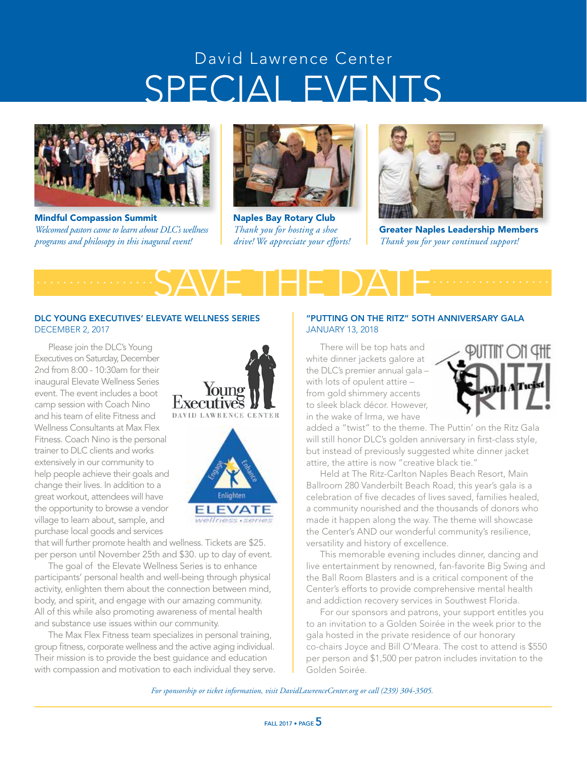# David Lawrence Center SPECIAL EVENTS

**Mindful Compassion Summit**
*Welcomed pastors came to learn about DLC's wellness programs and philosophy in this inagural event!*

**Naples Bay Rotary Club**
*Thank you for hosting a shoe drive! We appreciate your efforts!*

**Greater Naples Leadership Members**
*Thank you for your continued support!*

## SAVE THE DATE

### DLC YOUNG EXECUTIVES' ELEVATE WELLNESS SERIES
DECEMBER 2, 2017

Please join the DLC's Young Executives on Saturday, December 2nd from 8:00 - 10:30am for their inaugural Elevate Wellness Series event. The event includes a boot camp session with Coach Nino and his team of elite Fitness and Wellness Consultants at Max Flex Fitness. Coach Nino is the personal trainer to DLC clients and works extensively in our community to help people achieve their goals and change their lives. In addition to a great workout, attendees will have the opportunity to browse a vendor village to learn about, sample, and purchase local goods and services that will further promote health and wellness. Tickets are $25. per person until November 25th and $30. up to day of event.

The goal of the Elevate Wellness Series is to enhance participants' personal health and well-being through physical activity, enlighten them about the connection between mind, body, and spirit, and engage with our amazing community. All of this while also promoting awareness of mental health and substance use issues within our community.

The Max Flex Fitness team specializes in personal training, group fitness, corporate wellness and the active aging individual. Their mission is to provide the best guidance and education with compassion and motivation to each individual they serve.

### "PUTTING ON THE RITZ" 50TH ANNIVERSARY GALA
JANUARY 13, 2018

There will be top hats and white dinner jackets galore at the DLC's premier annual gala – with lots of opulent attire – from gold shimmery accents to sleek black décor. However, in the wake of Irma, we have added a "twist" to the theme. The Puttin' on the Ritz Gala will still honor DLC's golden anniversary in first-class style, but instead of previously suggested white dinner jacket attire, the attire is now "creative black tie."

Held at The Ritz-Carlton Naples Beach Resort, Main Ballroom 280 Vanderbilt Beach Road, this year's gala is a celebration of five decades of lives saved, families healed, a community nourished and the thousands of donors who made it happen along the way. The theme will showcase the Center's AND our wonderful community's resilience, versatility and history of excellence.

This memorable evening includes dinner, dancing and live entertainment by renowned, fan-favorite Big Swing and the Ball Room Blasters and is a critical component of the Center's efforts to provide comprehensive mental health and addiction recovery services in Southwest Florida.

For our sponsors and patrons, your support entitles you to an invitation to a Golden Soirée in the week prior to the gala hosted in the private residence of our honorary co-chairs Joyce and Bill O'Meara. The cost to attend is $550 per person and $1,500 per patron includes invitation to the Golden Soirée.

*For sponsorship or ticket information, visit DavidLawrenceCenter.org or call (239) 304-3505.*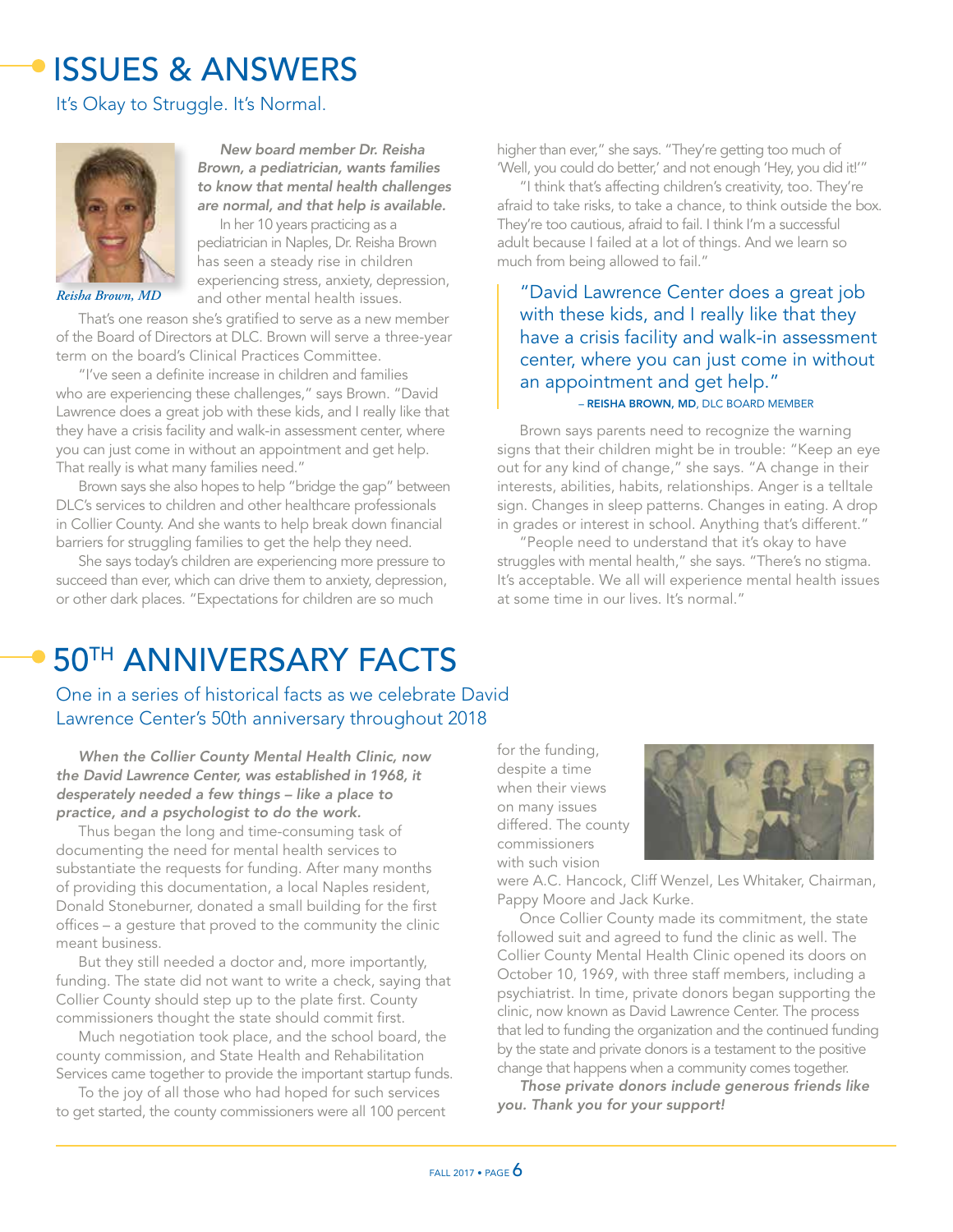# ISSUES & ANSWERS

## It's Okay to Struggle. It's Normal.

Reisha Brown, MD

***New board member Dr. Reisha Brown, a pediatrician, wants families to know that mental health challenges are normal, and that help is available.***

In her 10 years practicing as a pediatrician in Naples, Dr. Reisha Brown has seen a steady rise in children experiencing stress, anxiety, depression, and other mental health issues.

That's one reason she's gratified to serve as a new member of the Board of Directors at DLC. Brown will serve a three-year term on the board's Clinical Practices Committee.

"I've seen a definite increase in children and families who are experiencing these challenges," says Brown. "David Lawrence does a great job with these kids, and I really like that they have a crisis facility and walk-in assessment center, where you can just come in without an appointment and get help. That really is what many families need."

Brown says she also hopes to help "bridge the gap" between DLC's services to children and other healthcare professionals in Collier County. And she wants to help break down financial barriers for struggling families to get the help they need.

She says today's children are experiencing more pressure to succeed than ever, which can drive them to anxiety, depression, or other dark places. "Expectations for children are so much higher than ever," she says. "They're getting too much of 'Well, you could do better,' and not enough 'Hey, you did it!'"

"I think that's affecting children's creativity, too. They're afraid to take risks, to take a chance, to think outside the box. They're too cautious, afraid to fail. I think I'm a successful adult because I failed at a lot of things. And we learn so much from being allowed to fail."

> "David Lawrence Center does a great job with these kids, and I really like that they have a crisis facility and walk-in assessment center, where you can just come in without an appointment and get help."
>
> – **REISHA BROWN, MD**, DLC BOARD MEMBER

Brown says parents need to recognize the warning signs that their children might be in trouble: "Keep an eye out for any kind of change," she says. "A change in their interests, abilities, habits, relationships. Anger is a telltale sign. Changes in sleep patterns. Changes in eating. A drop in grades or interest in school. Anything that's different."

"People need to understand that it's okay to have struggles with mental health," she says. "There's no stigma. It's acceptable. We all will experience mental health issues at some time in our lives. It's normal."

# 50TH ANNIVERSARY FACTS

## One in a series of historical facts as we celebrate David Lawrence Center's 50th anniversary throughout 2018

***When the Collier County Mental Health Clinic, now the David Lawrence Center, was established in 1968, it desperately needed a few things – like a place to practice, and a psychologist to do the work.***

Thus began the long and time-consuming task of documenting the need for mental health services to substantiate the requests for funding. After many months of providing this documentation, a local Naples resident, Donald Stoneburner, donated a small building for the first offices – a gesture that proved to the community the clinic meant business.

But they still needed a doctor and, more importantly, funding. The state did not want to write a check, saying that Collier County should step up to the plate first. County commissioners thought the state should commit first.

Much negotiation took place, and the school board, the county commission, and State Health and Rehabilitation Services came together to provide the important startup funds.

To the joy of all those who had hoped for such services to get started, the county commissioners were all 100 percent for the funding, despite a time when their views on many issues differed. The county commissioners with such vision were A.C. Hancock, Cliff Wenzel, Les Whitaker, Chairman, Pappy Moore and Jack Kurke.

Once Collier County made its commitment, the state followed suit and agreed to fund the clinic as well. The Collier County Mental Health Clinic opened its doors on October 10, 1969, with three staff members, including a psychiatrist. In time, private donors began supporting the clinic, now known as David Lawrence Center. The process that led to funding the organization and the continued funding by the state and private donors is a testament to the positive change that happens when a community comes together.

***Those private donors include generous friends like you. Thank you for your support!***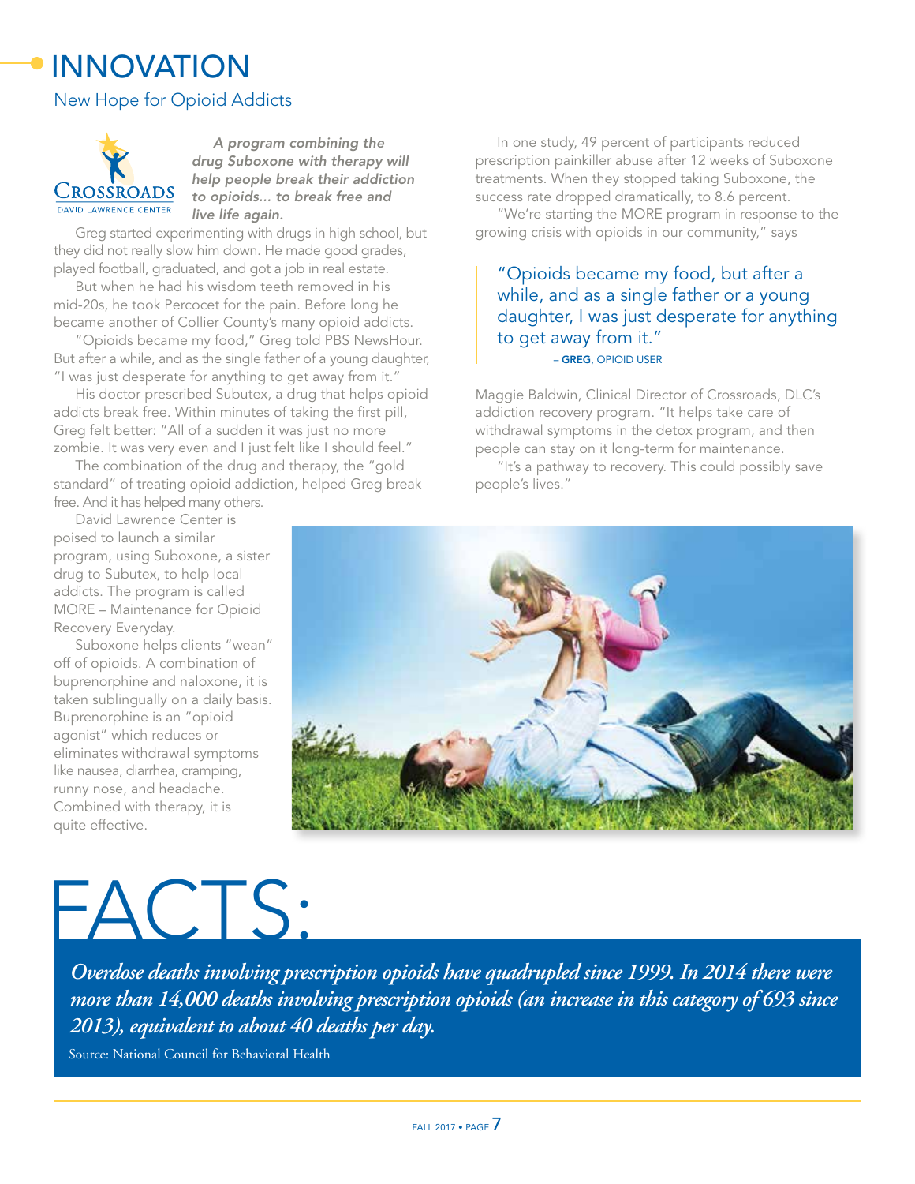# INNOVATION

## New Hope for Opioid Addicts

CROSSROADS
DAVID LAWRENCE CENTER

***A program combining the drug Suboxone with therapy will help people break their addiction to opioids… to break free and live life again.***

Greg started experimenting with drugs in high school, but they did not really slow him down. He made good grades, played football, graduated, and got a job in real estate.

But when he had his wisdom teeth removed in his mid-20s, he took Percocet for the pain. Before long he became another of Collier County's many opioid addicts.

"Opioids became my food," Greg told PBS NewsHour. But after a while, and as the single father of a young daughter, "I was just desperate for anything to get away from it."

His doctor prescribed Subutex, a drug that helps opioid addicts break free. Within minutes of taking the first pill, Greg felt better: "All of a sudden it was just no more zombie. It was very even and I just felt like I should feel."

The combination of the drug and therapy, the "gold standard" of treating opioid addiction, helped Greg break free. And it has helped many others.

David Lawrence Center is poised to launch a similar program, using Suboxone, a sister drug to Subutex, to help local addicts. The program is called MORE – Maintenance for Opioid Recovery Everyday.

Suboxone helps clients "wean" off of opioids. A combination of buprenorphine and naloxone, it is taken sublingually on a daily basis. Buprenorphine is an "opioid agonist" which reduces or eliminates withdrawal symptoms like nausea, diarrhea, cramping, runny nose, and headache. Combined with therapy, it is quite effective.

In one study, 49 percent of participants reduced prescription painkiller abuse after 12 weeks of Suboxone treatments. When they stopped taking Suboxone, the success rate dropped dramatically, to 8.6 percent.

"We're starting the MORE program in response to the growing crisis with opioids in our community," says Maggie Baldwin, Clinical Director of Crossroads, DLC's addiction recovery program. "It helps take care of withdrawal symptoms in the detox program, and then people can stay on it long-term for maintenance.

"It's a pathway to recovery. This could possibly save people's lives."

> "Opioids became my food, but after a while, and as a single father or a young daughter, I was just desperate for anything to get away from it."
>
> – **GREG**, OPIOID USER

# FACTS:

***Overdose deaths involving prescription opioids have quadrupled since 1999. In 2014 there were more than 14,000 deaths involving prescription opioids (an increase in this category of 693 since 2013), equivalent to about 40 deaths per day.***

Source: National Council for Behavioral Health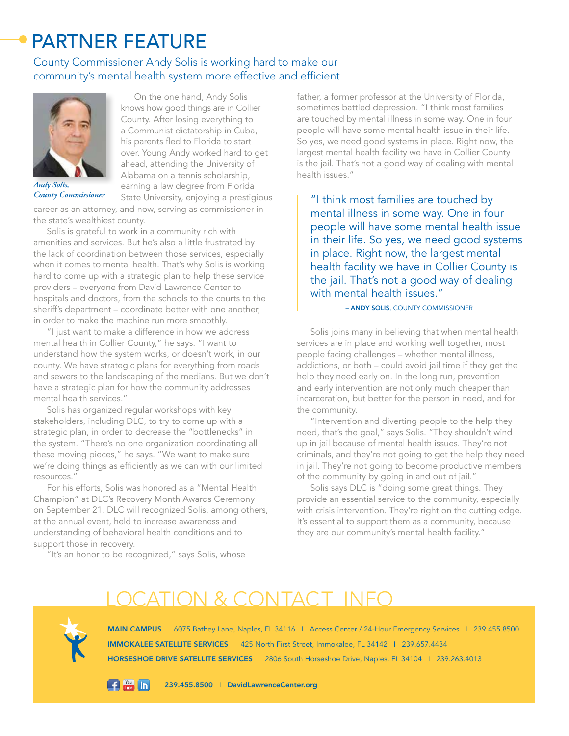# PARTNER FEATURE

## County Commissioner Andy Solis is working hard to make our community's mental health system more effective and efficient

*Andy Solis, County Commissioner*

On the one hand, Andy Solis knows how good things are in Collier County. After losing everything to a Communist dictatorship in Cuba, his parents fled to Florida to start over. Young Andy worked hard to get ahead, attending the University of Alabama on a tennis scholarship, earning a law degree from Florida State University, enjoying a prestigious career as an attorney, and now, serving as commissioner in the state's wealthiest county.

Solis is grateful to work in a community rich with amenities and services. But he's also a little frustrated by the lack of coordination between those services, especially when it comes to mental health. That's why Solis is working hard to come up with a strategic plan to help these service providers – everyone from David Lawrence Center to hospitals and doctors, from the schools to the courts to the sheriff's department – coordinate better with one another, in order to make the machine run more smoothly.

"I just want to make a difference in how we address mental health in Collier County," he says. "I want to understand how the system works, or doesn't work, in our county. We have strategic plans for everything from roads and sewers to the landscaping of the medians. But we don't have a strategic plan for how the community addresses mental health services."

Solis has organized regular workshops with key stakeholders, including DLC, to try to come up with a strategic plan, in order to decrease the "bottlenecks" in the system. "There's no one organization coordinating all these moving pieces," he says. "We want to make sure we're doing things as efficiently as we can with our limited resources."

For his efforts, Solis was honored as a "Mental Health Champion" at DLC's Recovery Month Awards Ceremony on September 21. DLC will recognized Solis, among others, at the annual event, held to increase awareness and understanding of behavioral health conditions and to support those in recovery.

"It's an honor to be recognized," says Solis, whose father, a former professor at the University of Florida, sometimes battled depression. "I think most families are touched by mental illness in some way. One in four people will have some mental health issue in their life. So yes, we need good systems in place. Right now, the largest mental health facility we have in Collier County is the jail. That's not a good way of dealing with mental health issues."

> "I think most families are touched by mental illness in some way. One in four people will have some mental health issue in their life. So yes, we need good systems in place. Right now, the largest mental health facility we have in Collier County is the jail. That's not a good way of dealing with mental health issues."
>
> – **ANDY SOLIS**, COUNTY COMMISSIONER

Solis joins many in believing that when mental health services are in place and working well together, most people facing challenges – whether mental illness, addictions, or both – could avoid jail time if they get the help they need early on. In the long run, prevention and early intervention are not only much cheaper than incarceration, but better for the person in need, and for the community.

"Intervention and diverting people to the help they need, that's the goal," says Solis. "They shouldn't wind up in jail because of mental health issues. They're not criminals, and they're not going to get the help they need in jail. They're not going to become productive members of the community by going in and out of jail."

Solis says DLC is "doing some great things. They provide an essential service to the community, especially with crisis intervention. They're right on the cutting edge. It's essential to support them as a community, because they are our community's mental health facility."

## LOCATION & CONTACT INFO

**MAIN CAMPUS** 6075 Bathey Lane, Naples, FL 34116 I Access Center / 24-Hour Emergency Services I 239.455.8500

**IMMOKALEE SATELLITE SERVICES** 425 North First Street, Immokalee, FL 34142 I 239.657.4434

**HORSESHOE DRIVE SATELLITE SERVICES** 2806 South Horseshoe Drive, Naples, FL 34104 I 239.263.4013

**239.455.8500** I **DavidLawrenceCenter.org**